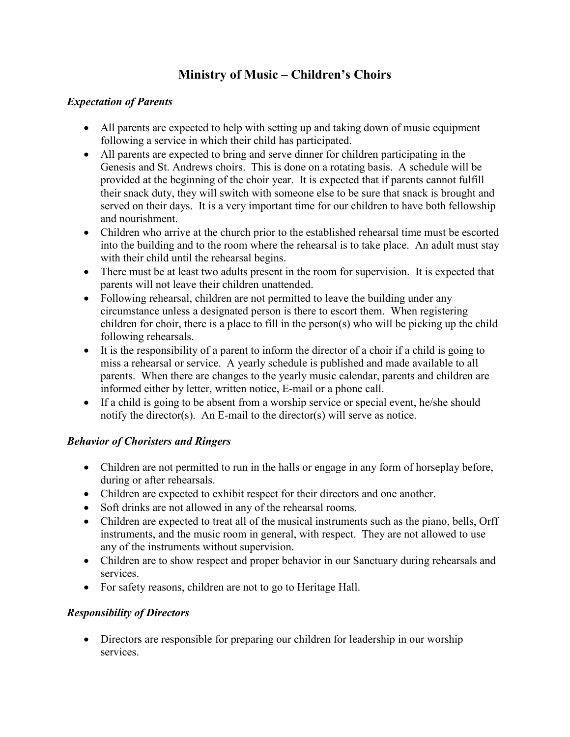# Ministry of Music – Children's Choirs

### *Expectation of Parents*

- All parents are expected to help with setting up and taking down of music equipment following a service in which their child has participated.
- All parents are expected to bring and serve dinner for children participating in the Genesis and St. Andrews choirs. This is done on a rotating basis. A schedule will be provided at the beginning of the choir year. It is expected that if parents cannot fulfill their snack duty, they will switch with someone else to be sure that snack is brought and served on their days. It is a very important time for our children to have both fellowship and nourishment.
- Children who arrive at the church prior to the established rehearsal time must be escorted into the building and to the room where the rehearsal is to take place. An adult must stay with their child until the rehearsal begins.
- There must be at least two adults present in the room for supervision. It is expected that parents will not leave their children unattended.
- Following rehearsal, children are not permitted to leave the building under any circumstance unless a designated person is there to escort them. When registering children for choir, there is a place to fill in the person(s) who will be picking up the child following rehearsals.
- It is the responsibility of a parent to inform the director of a choir if a child is going to miss a rehearsal or service. A yearly schedule is published and made available to all parents. When there are changes to the yearly music calendar, parents and children are informed either by letter, written notice, E-mail or a phone call.
- If a child is going to be absent from a worship service or special event, he/she should notify the director(s). An E-mail to the director(s) will serve as notice.

### *Behavior of Choristers and Ringers*

- Children are not permitted to run in the halls or engage in any form of horseplay before, during or after rehearsals.
- Children are expected to exhibit respect for their directors and one another.
- Soft drinks are not allowed in any of the rehearsal rooms.
- Children are expected to treat all of the musical instruments such as the piano, bells, Orff instruments, and the music room in general, with respect. They are not allowed to use any of the instruments without supervision.
- Children are to show respect and proper behavior in our Sanctuary during rehearsals and services.
- For safety reasons, children are not to go to Heritage Hall.

### *Responsibility of Directors*

- Directors are responsible for preparing our children for leadership in our worship services.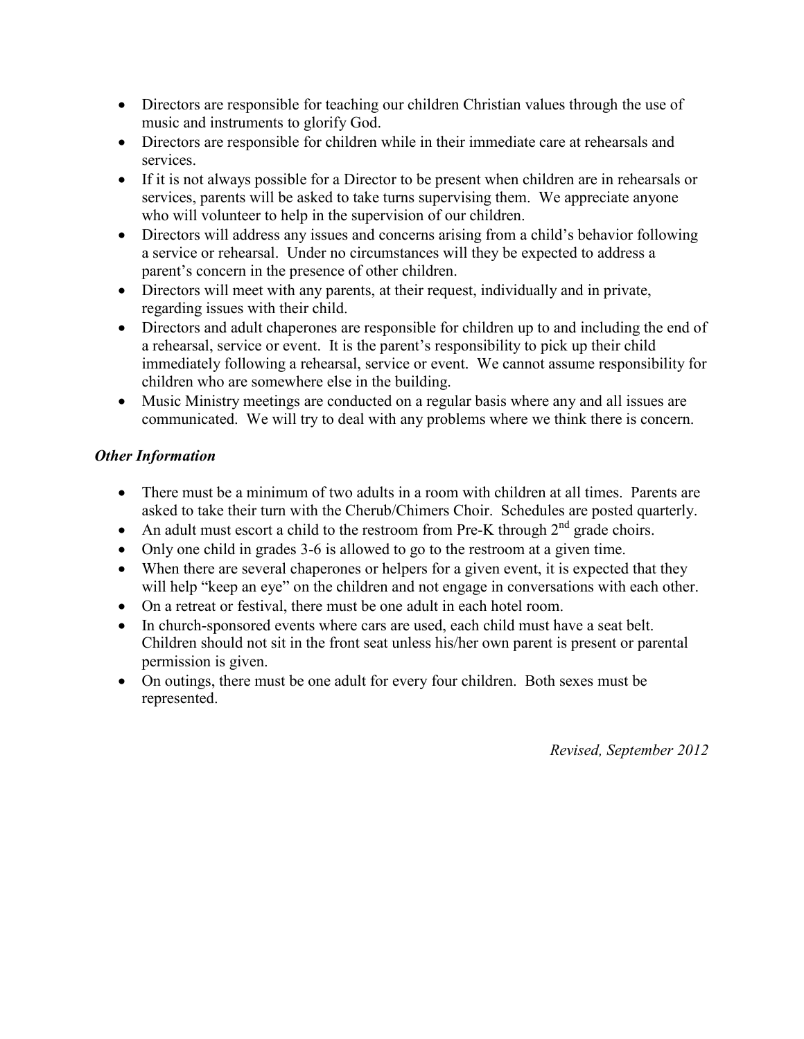- Directors are responsible for teaching our children Christian values through the use of music and instruments to glorify God.
- Directors are responsible for children while in their immediate care at rehearsals and services.
- If it is not always possible for a Director to be present when children are in rehearsals or services, parents will be asked to take turns supervising them. We appreciate anyone who will volunteer to help in the supervision of our children.
- Directors will address any issues and concerns arising from a child's behavior following a service or rehearsal. Under no circumstances will they be expected to address a parent's concern in the presence of other children.
- Directors will meet with any parents, at their request, individually and in private, regarding issues with their child.
- Directors and adult chaperones are responsible for children up to and including the end of a rehearsal, service or event. It is the parent's responsibility to pick up their child immediately following a rehearsal, service or event. We cannot assume responsibility for children who are somewhere else in the building.
- Music Ministry meetings are conducted on a regular basis where any and all issues are communicated. We will try to deal with any problems where we think there is concern.

***Other Information***

- There must be a minimum of two adults in a room with children at all times. Parents are asked to take their turn with the Cherub/Chimers Choir. Schedules are posted quarterly.
- An adult must escort a child to the restroom from Pre-K through 2nd grade choirs.
- Only one child in grades 3-6 is allowed to go to the restroom at a given time.
- When there are several chaperones or helpers for a given event, it is expected that they will help "keep an eye" on the children and not engage in conversations with each other.
- On a retreat or festival, there must be one adult in each hotel room.
- In church-sponsored events where cars are used, each child must have a seat belt. Children should not sit in the front seat unless his/her own parent is present or parental permission is given.
- On outings, there must be one adult for every four children. Both sexes must be represented.

*Revised, September 2012*